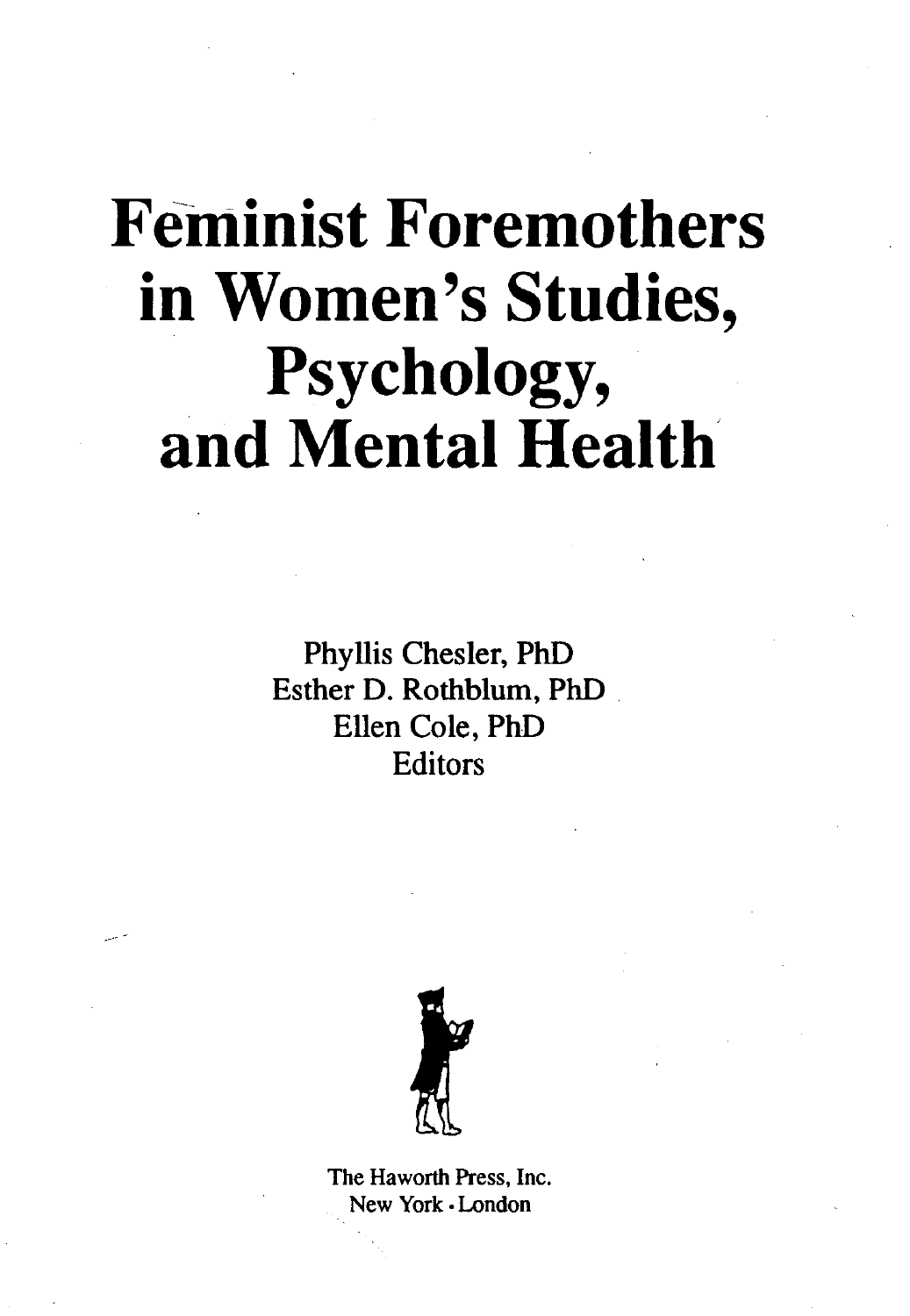# Feminist Foremothers in Women's Studies, Psychology, and Mental Health

Phyllis Chesler, PhD
Esther D. Rothblum, PhD
Ellen Cole, PhD
Editors

The Haworth Press, Inc.
New York • London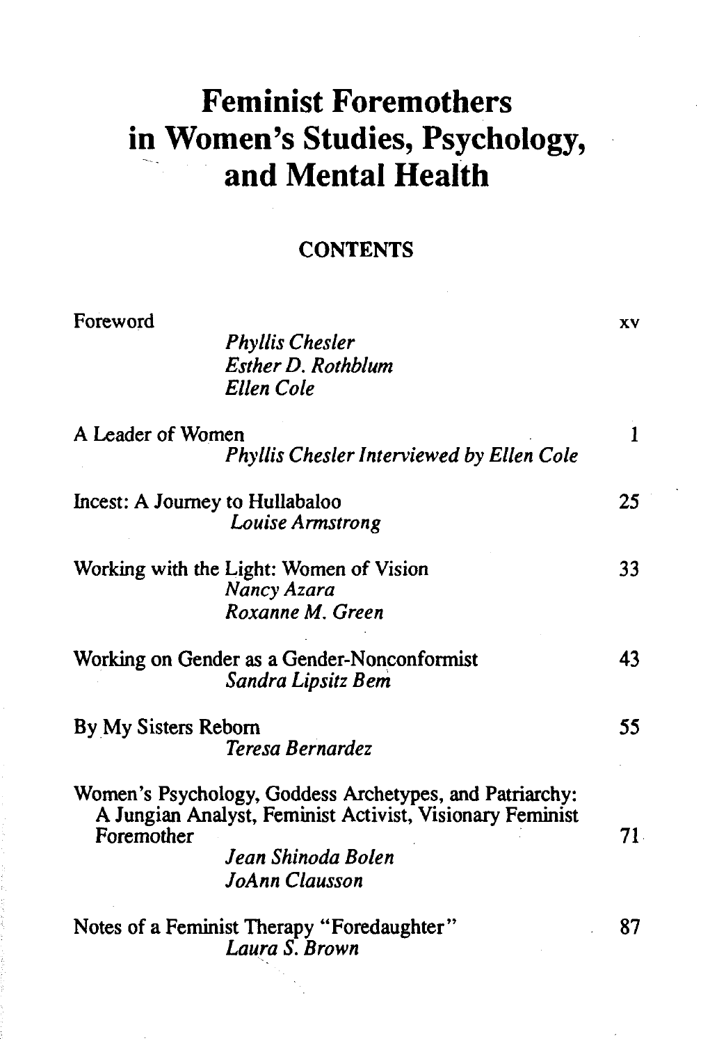# Feminist Foremothers in Women's Studies, Psychology, and Mental Health

## CONTENTS

| | |
|---|---|
| Foreword<br>*Phyllis Chesler*<br>*Esther D. Rothblum*<br>*Ellen Cole* | xv |
| A Leader of Women<br>*Phyllis Chesler Interviewed by Ellen Cole* | 1 |
| Incest: A Journey to Hullabaloo<br>*Louise Armstrong* | 25 |
| Working with the Light: Women of Vision<br>*Nancy Azara*<br>*Roxanne M. Green* | 33 |
| Working on Gender as a Gender-Nonconformist<br>*Sandra Lipsitz Bem* | 43 |
| By My Sisters Reborn<br>*Teresa Bernardez* | 55 |
| Women's Psychology, Goddess Archetypes, and Patriarchy: A Jungian Analyst, Feminist Activist, Visionary Feminist Foremother<br>*Jean Shinoda Bolen*<br>*JoAnn Clausson* | 71 |
| Notes of a Feminist Therapy "Foredaughter"<br>*Laura S. Brown* | 87 |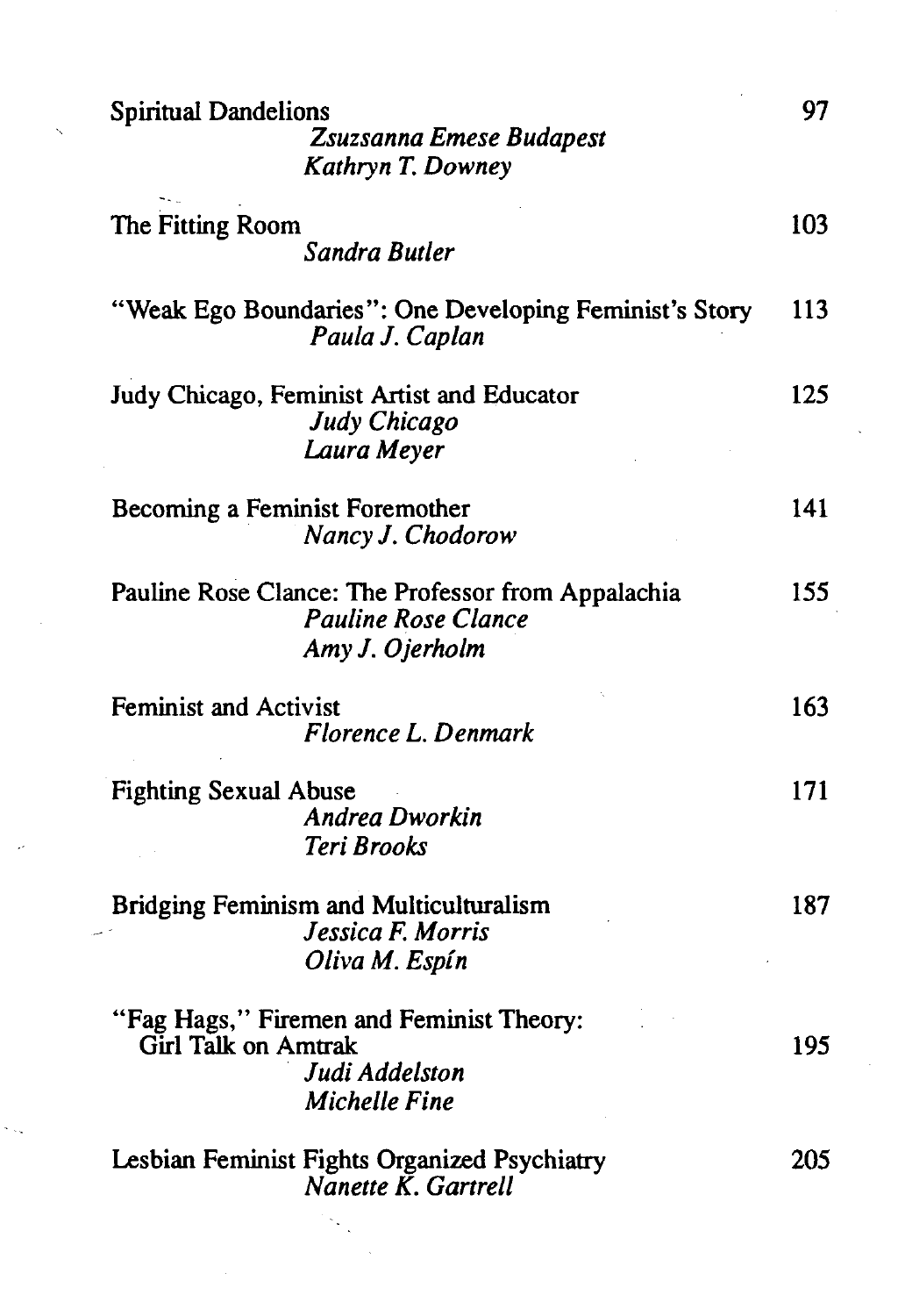Spiritual Dandelions — 97
*Zsuzsanna Emese Budapest*
*Kathryn T. Downey*

The Fitting Room — 103
*Sandra Butler*

"Weak Ego Boundaries": One Developing Feminist's Story — 113
*Paula J. Caplan*

Judy Chicago, Feminist Artist and Educator — 125
*Judy Chicago*
*Laura Meyer*

Becoming a Feminist Foremother — 141
*Nancy J. Chodorow*

Pauline Rose Clance: The Professor from Appalachia — 155
*Pauline Rose Clance*
*Amy J. Ojerholm*

Feminist and Activist — 163
*Florence L. Denmark*

Fighting Sexual Abuse — 171
*Andrea Dworkin*
*Teri Brooks*

Bridging Feminism and Multiculturalism — 187
*Jessica F. Morris*
*Oliva M. Espín*

"Fag Hags," Firemen and Feminist Theory: Girl Talk on Amtrak — 195
*Judi Addelston*
*Michelle Fine*

Lesbian Feminist Fights Organized Psychiatry — 205
*Nanette K. Gartrell*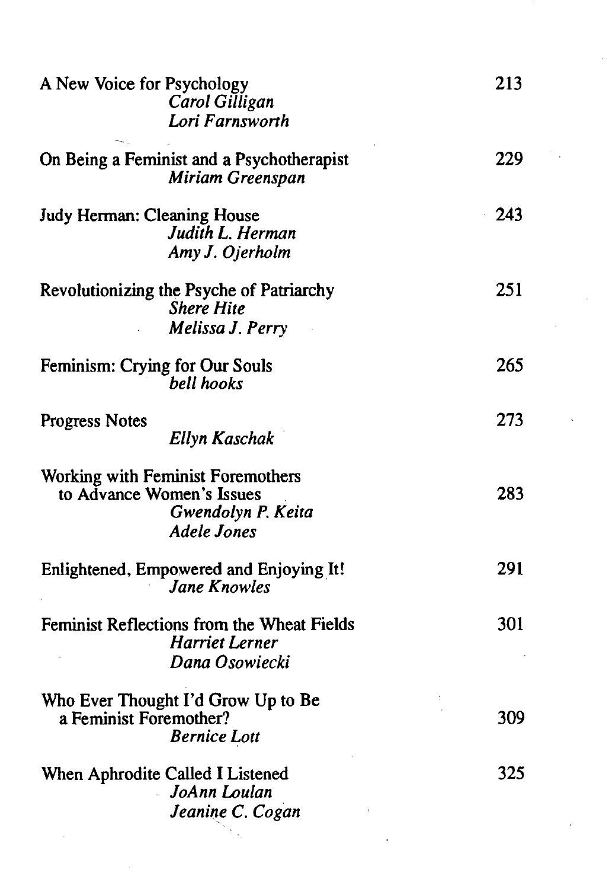| | |
|---|---|
| A New Voice for Psychology<br>*Carol Gilligan*<br>*Lori Farnsworth* | 213 |
| On Being a Feminist and a Psychotherapist<br>*Miriam Greenspan* | 229 |
| Judy Herman: Cleaning House<br>*Judith L. Herman*<br>*Amy J. Ojerholm* | 243 |
| Revolutionizing the Psyche of Patriarchy<br>*Shere Hite*<br>*Melissa J. Perry* | 251 |
| Feminism: Crying for Our Souls<br>*bell hooks* | 265 |
| Progress Notes<br>*Ellyn Kaschak* | 273 |
| Working with Feminist Foremothers to Advance Women's Issues<br>*Gwendolyn P. Keita*<br>*Adele Jones* | 283 |
| Enlightened, Empowered and Enjoying It!<br>*Jane Knowles* | 291 |
| Feminist Reflections from the Wheat Fields<br>*Harriet Lerner*<br>*Dana Osowiecki* | 301 |
| Who Ever Thought I'd Grow Up to Be a Feminist Foremother?<br>*Bernice Lott* | 309 |
| When Aphrodite Called I Listened<br>*JoAnn Loulan*<br>*Jeanine C. Cogan* | 325 |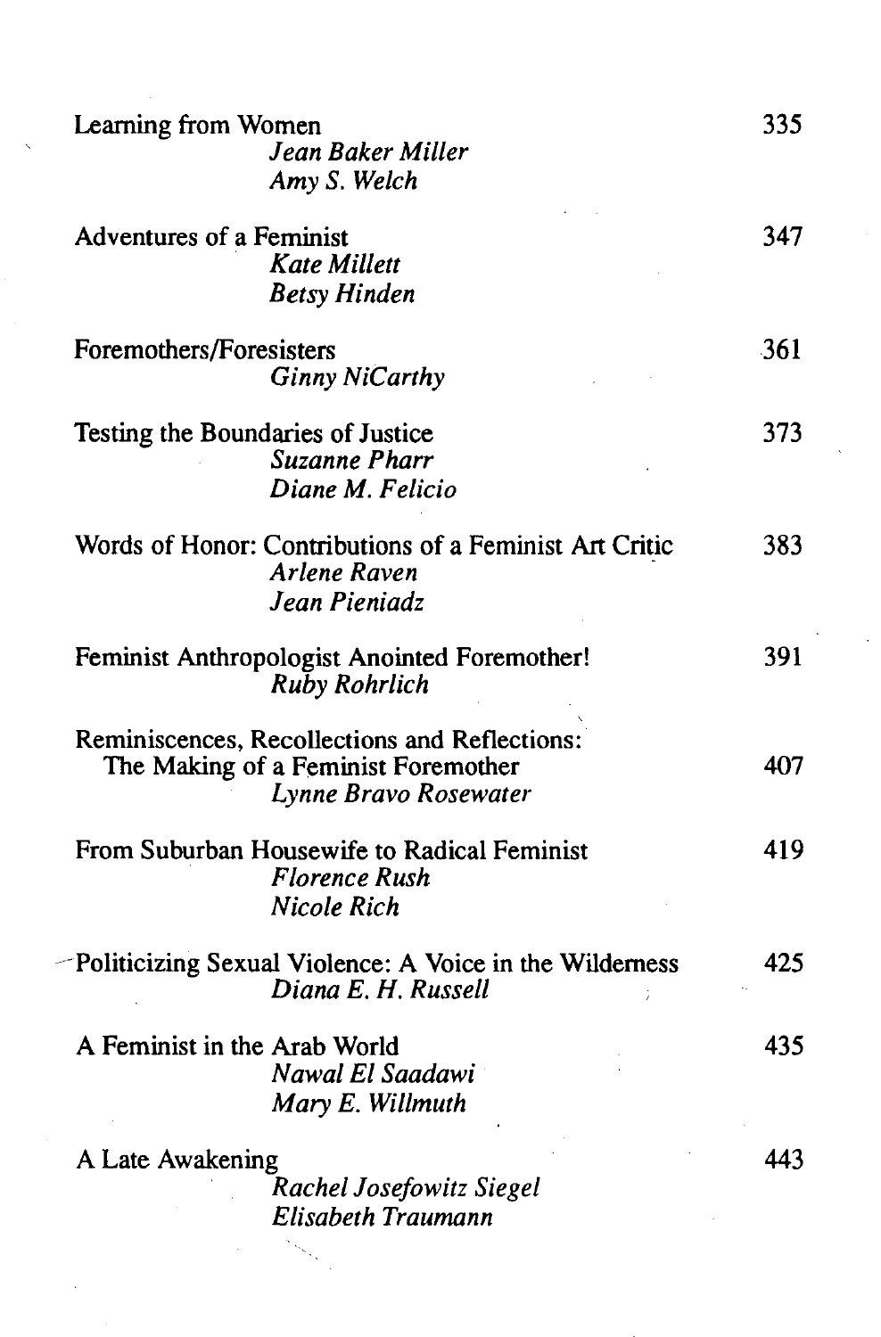Learning from Women — 335
*Jean Baker Miller*
*Amy S. Welch*

Adventures of a Feminist — 347
*Kate Millett*
*Betsy Hinden*

Foremothers/Foresisters — 361
*Ginny NiCarthy*

Testing the Boundaries of Justice — 373
*Suzanne Pharr*
*Diane M. Felicio*

Words of Honor: Contributions of a Feminist Art Critic — 383
*Arlene Raven*
*Jean Pieniadz*

Feminist Anthropologist Anointed Foremother! — 391
*Ruby Rohrlich*

Reminiscences, Recollections and Reflections: The Making of a Feminist Foremother — 407
*Lynne Bravo Rosewater*

From Suburban Housewife to Radical Feminist — 419
*Florence Rush*
*Nicole Rich*

Politicizing Sexual Violence: A Voice in the Wilderness — 425
*Diana E. H. Russell*

A Feminist in the Arab World — 435
*Nawal El Saadawi*
*Mary E. Willmuth*

A Late Awakening — 443
*Rachel Josefowitz Siegel*
*Elisabeth Traumann*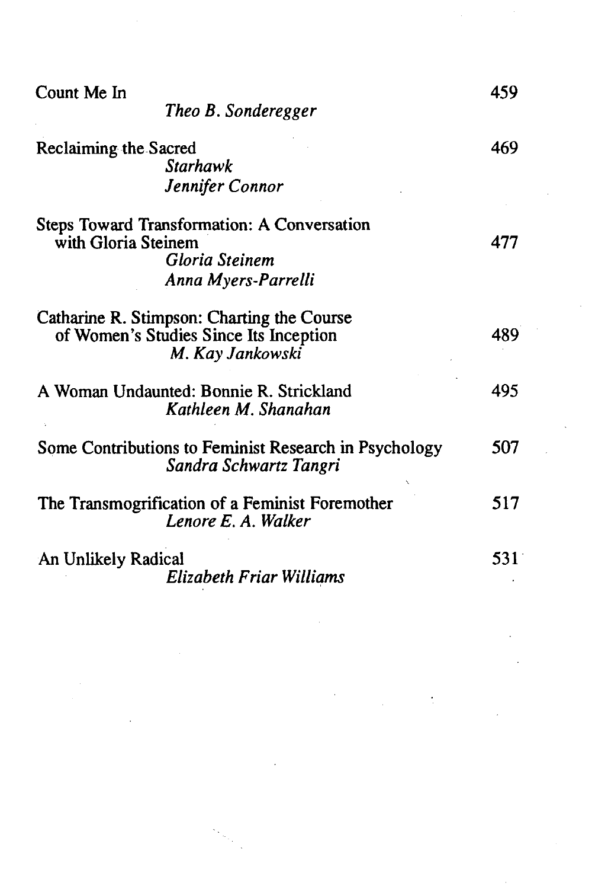Count Me In — 459
*Theo B. Sonderegger*

Reclaiming the Sacred — 469
*Starhawk*
*Jennifer Connor*

Steps Toward Transformation: A Conversation with Gloria Steinem — 477
*Gloria Steinem*
*Anna Myers-Parrelli*

Catharine R. Stimpson: Charting the Course of Women's Studies Since Its Inception — 489
*M. Kay Jankowski*

A Woman Undaunted: Bonnie R. Strickland — 495
*Kathleen M. Shanahan*

Some Contributions to Feminist Research in Psychology — 507
*Sandra Schwartz Tangri*

The Transmogrification of a Feminist Foremother — 517
*Lenore E. A. Walker*

An Unlikely Radical — 531
*Elizabeth Friar Williams*